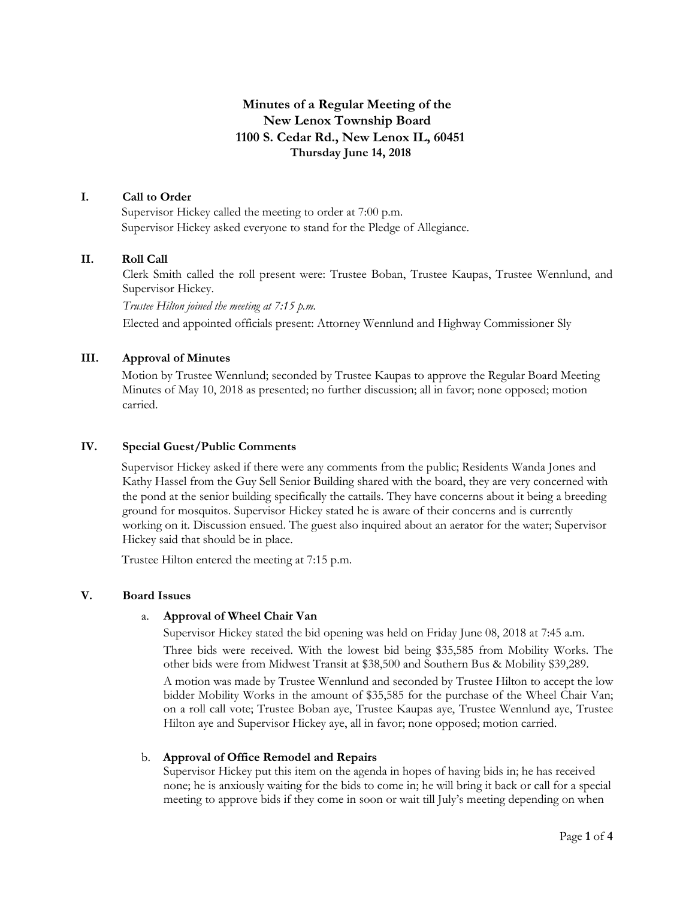# Minutes of a Regular Meeting of the
# New Lenox Township Board
## 1100 S. Cedar Rd., New Lenox IL, 60451
### Thursday June 14, 2018

## I. Call to Order

Supervisor Hickey called the meeting to order at 7:00 p.m.
Supervisor Hickey asked everyone to stand for the Pledge of Allegiance.

## II. Roll Call

Clerk Smith called the roll present were: Trustee Boban, Trustee Kaupas, Trustee Wennlund, and Supervisor Hickey.

*Trustee Hilton joined the meeting at 7:15 p.m.*

Elected and appointed officials present: Attorney Wennlund and Highway Commissioner Sly

## III. Approval of Minutes

Motion by Trustee Wennlund; seconded by Trustee Kaupas to approve the Regular Board Meeting Minutes of May 10, 2018 as presented; no further discussion; all in favor; none opposed; motion carried.

## IV. Special Guest/Public Comments

Supervisor Hickey asked if there were any comments from the public; Residents Wanda Jones and Kathy Hassel from the Guy Sell Senior Building shared with the board, they are very concerned with the pond at the senior building specifically the cattails. They have concerns about it being a breeding ground for mosquitos. Supervisor Hickey stated he is aware of their concerns and is currently working on it. Discussion ensued. The guest also inquired about an aerator for the water; Supervisor Hickey said that should be in place.

Trustee Hilton entered the meeting at 7:15 p.m.

## V. Board Issues

a. **Approval of Wheel Chair Van**

Supervisor Hickey stated the bid opening was held on Friday June 08, 2018 at 7:45 a.m.

Three bids were received. With the lowest bid being $35,585 from Mobility Works. The other bids were from Midwest Transit at $38,500 and Southern Bus & Mobility $39,289.

A motion was made by Trustee Wennlund and seconded by Trustee Hilton to accept the low bidder Mobility Works in the amount of $35,585 for the purchase of the Wheel Chair Van; on a roll call vote; Trustee Boban aye, Trustee Kaupas aye, Trustee Wennlund aye, Trustee Hilton aye and Supervisor Hickey aye, all in favor; none opposed; motion carried.

b. **Approval of Office Remodel and Repairs**

Supervisor Hickey put this item on the agenda in hopes of having bids in; he has received none; he is anxiously waiting for the bids to come in; he will bring it back or call for a special meeting to approve bids if they come in soon or wait till July's meeting depending on when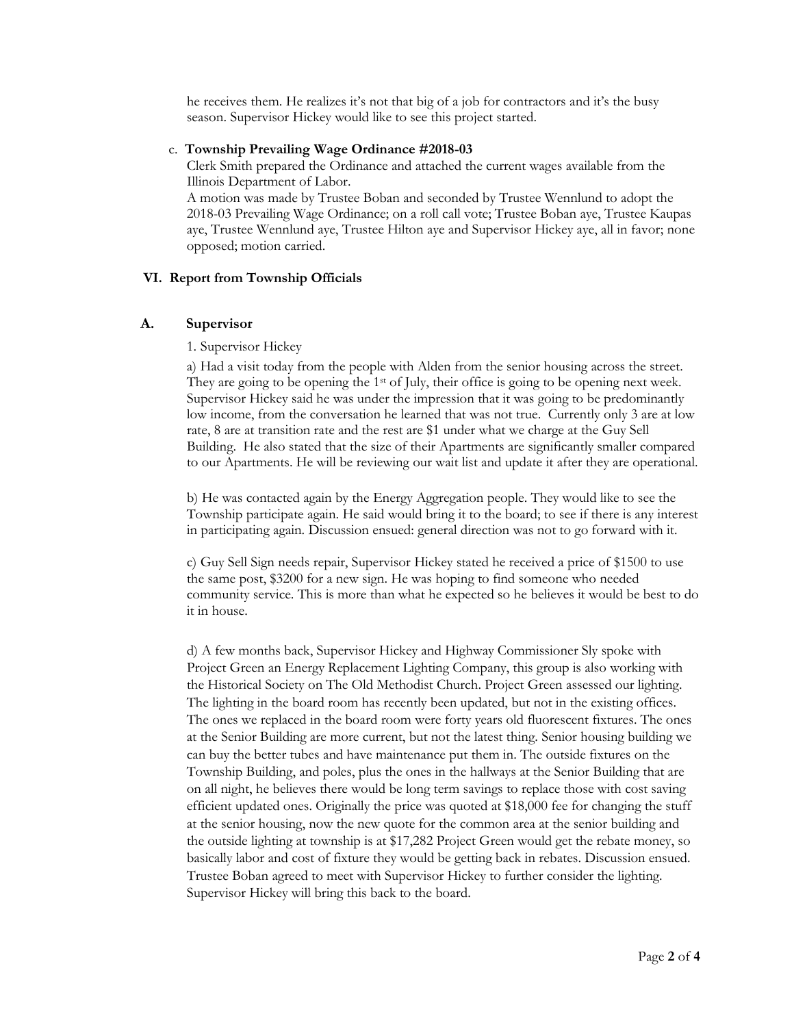he receives them. He realizes it's not that big of a job for contractors and it's the busy season. Supervisor Hickey would like to see this project started.

c. **Township Prevailing Wage Ordinance #2018-03**

Clerk Smith prepared the Ordinance and attached the current wages available from the Illinois Department of Labor.

A motion was made by Trustee Boban and seconded by Trustee Wennlund to adopt the 2018-03 Prevailing Wage Ordinance; on a roll call vote; Trustee Boban aye, Trustee Kaupas aye, Trustee Wennlund aye, Trustee Hilton aye and Supervisor Hickey aye, all in favor; none opposed; motion carried.

## VI. Report from Township Officials

### A. Supervisor

1. Supervisor Hickey

a) Had a visit today from the people with Alden from the senior housing across the street. They are going to be opening the 1st of July, their office is going to be opening next week. Supervisor Hickey said he was under the impression that it was going to be predominantly low income, from the conversation he learned that was not true. Currently only 3 are at low rate, 8 are at transition rate and the rest are $1 under what we charge at the Guy Sell Building. He also stated that the size of their Apartments are significantly smaller compared to our Apartments. He will be reviewing our wait list and update it after they are operational.

b) He was contacted again by the Energy Aggregation people. They would like to see the Township participate again. He said would bring it to the board; to see if there is any interest in participating again. Discussion ensued: general direction was not to go forward with it.

c) Guy Sell Sign needs repair, Supervisor Hickey stated he received a price of $1500 to use the same post, $3200 for a new sign. He was hoping to find someone who needed community service. This is more than what he expected so he believes it would be best to do it in house.

d) A few months back, Supervisor Hickey and Highway Commissioner Sly spoke with Project Green an Energy Replacement Lighting Company, this group is also working with the Historical Society on The Old Methodist Church. Project Green assessed our lighting. The lighting in the board room has recently been updated, but not in the existing offices. The ones we replaced in the board room were forty years old fluorescent fixtures. The ones at the Senior Building are more current, but not the latest thing. Senior housing building we can buy the better tubes and have maintenance put them in. The outside fixtures on the Township Building, and poles, plus the ones in the hallways at the Senior Building that are on all night, he believes there would be long term savings to replace those with cost saving efficient updated ones. Originally the price was quoted at $18,000 fee for changing the stuff at the senior housing, now the new quote for the common area at the senior building and the outside lighting at township is at $17,282 Project Green would get the rebate money, so basically labor and cost of fixture they would be getting back in rebates. Discussion ensued. Trustee Boban agreed to meet with Supervisor Hickey to further consider the lighting. Supervisor Hickey will bring this back to the board.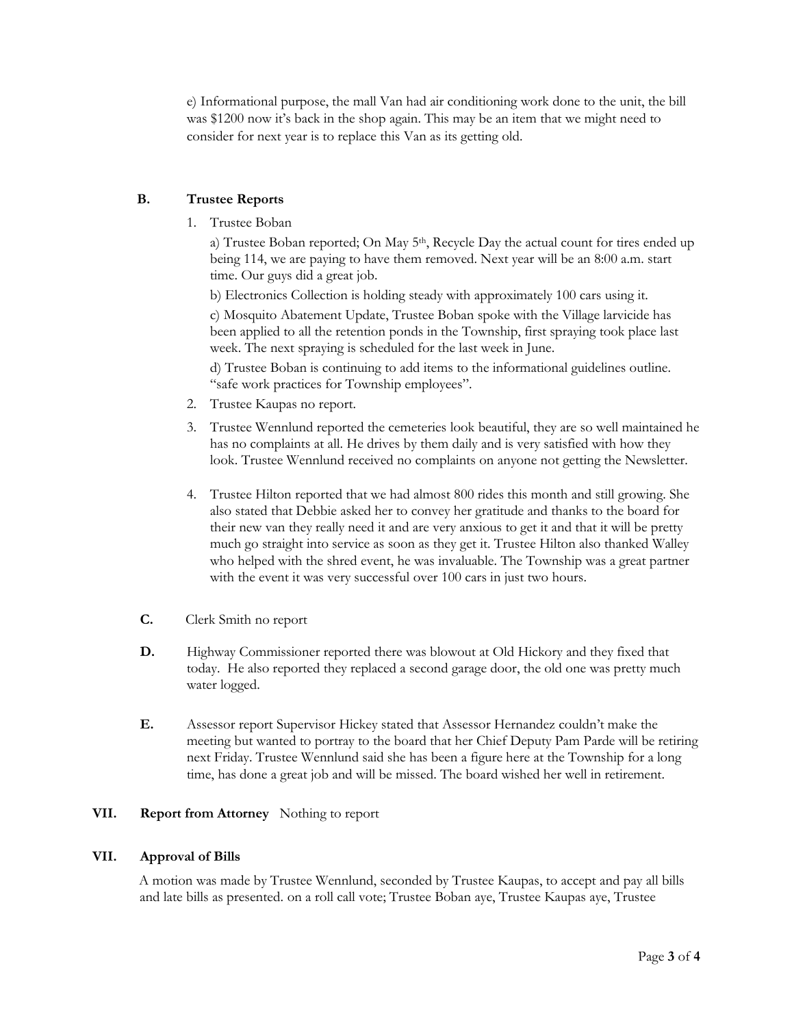e) Informational purpose, the mall Van had air conditioning work done to the unit, the bill was $1200 now it's back in the shop again. This may be an item that we might need to consider for next year is to replace this Van as its getting old.

### B. Trustee Reports

1. Trustee Boban

   a) Trustee Boban reported; On May 5th, Recycle Day the actual count for tires ended up being 114, we are paying to have them removed. Next year will be an 8:00 a.m. start time. Our guys did a great job.

   b) Electronics Collection is holding steady with approximately 100 cars using it.

   c) Mosquito Abatement Update, Trustee Boban spoke with the Village larvicide has been applied to all the retention ponds in the Township, first spraying took place last week. The next spraying is scheduled for the last week in June.

   d) Trustee Boban is continuing to add items to the informational guidelines outline. "safe work practices for Township employees".

2. Trustee Kaupas no report.
3. Trustee Wennlund reported the cemeteries look beautiful, they are so well maintained he has no complaints at all. He drives by them daily and is very satisfied with how they look. Trustee Wennlund received no complaints on anyone not getting the Newsletter.
4. Trustee Hilton reported that we had almost 800 rides this month and still growing. She also stated that Debbie asked her to convey her gratitude and thanks to the board for their new van they really need it and are very anxious to get it and that it will be pretty much go straight into service as soon as they get it. Trustee Hilton also thanked Walley who helped with the shred event, he was invaluable. The Township was a great partner with the event it was very successful over 100 cars in just two hours.

**C.** Clerk Smith no report

**D.** Highway Commissioner reported there was blowout at Old Hickory and they fixed that today. He also reported they replaced a second garage door, the old one was pretty much water logged.

**E.** Assessor report Supervisor Hickey stated that Assessor Hernandez couldn't make the meeting but wanted to portray to the board that her Chief Deputy Pam Parde will be retiring next Friday. Trustee Wennlund said she has been a figure here at the Township for a long time, has done a great job and will be missed. The board wished her well in retirement.

## VII. Report from Attorney

Nothing to report

## VII. Approval of Bills

A motion was made by Trustee Wennlund, seconded by Trustee Kaupas, to accept and pay all bills and late bills as presented. on a roll call vote; Trustee Boban aye, Trustee Kaupas aye, Trustee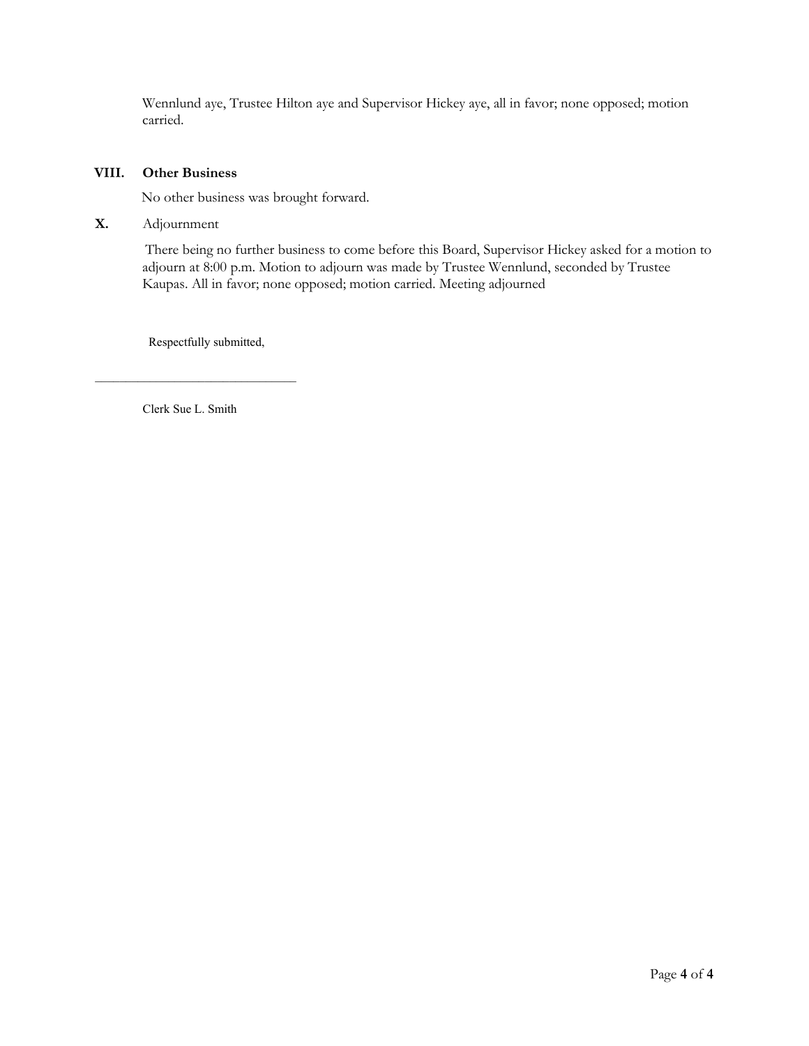Wennlund aye, Trustee Hilton aye and Supervisor Hickey aye, all in favor; none opposed; motion carried.

## VIII. Other Business

No other business was brought forward.

## X. Adjournment

There being no further business to come before this Board, Supervisor Hickey asked for a motion to adjourn at 8:00 p.m. Motion to adjourn was made by Trustee Wennlund, seconded by Trustee Kaupas. All in favor; none opposed; motion carried. Meeting adjourned

Respectfully submitted,

\_\_\_\_\_\_\_\_\_\_\_\_\_\_\_\_\_\_\_\_\_\_\_\_\_\_\_\_\_\_

Clerk Sue L. Smith